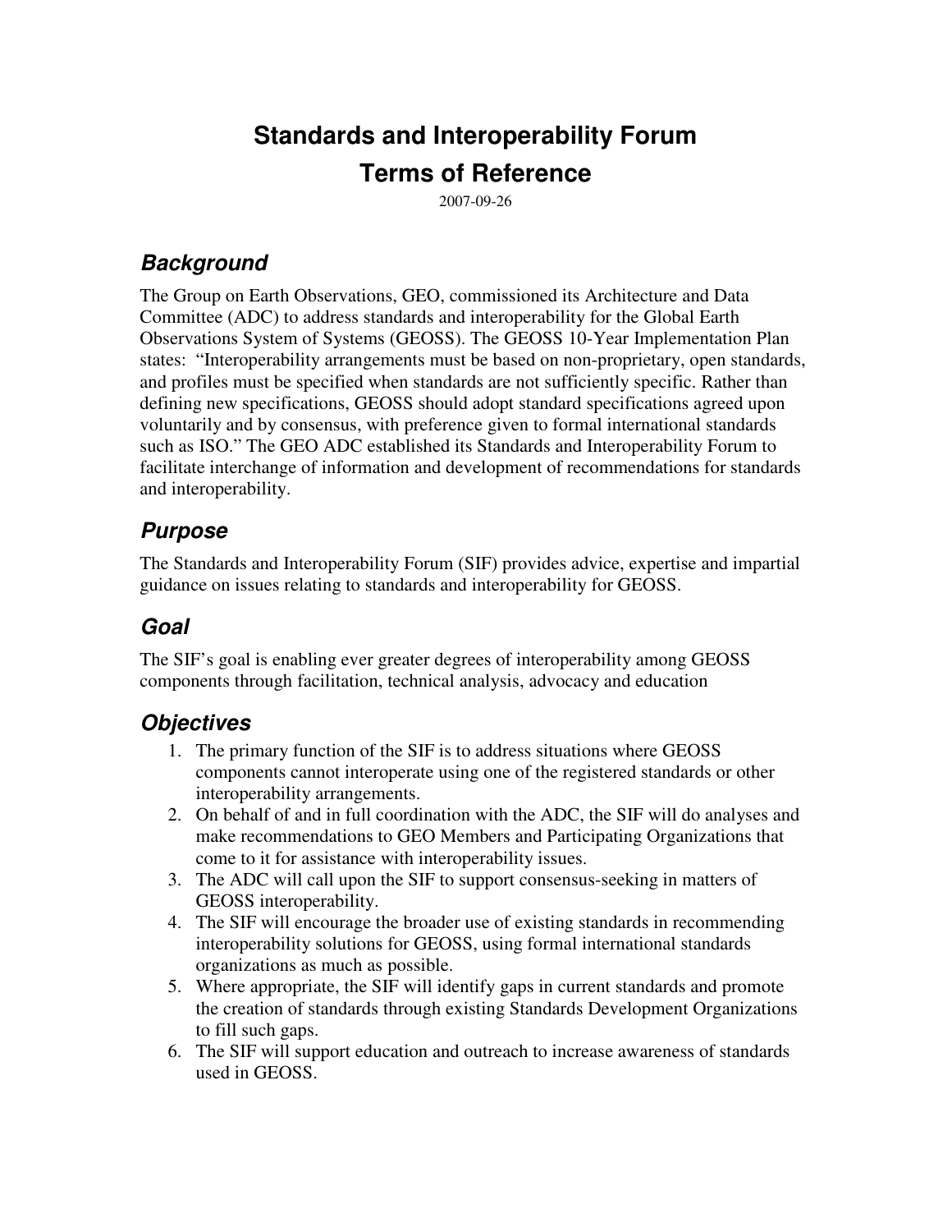# Standards and Interoperability Forum

# Terms of Reference

2007-09-26

## Background

The Group on Earth Observations, GEO, commissioned its Architecture and Data Committee (ADC) to address standards and interoperability for the Global Earth Observations System of Systems (GEOSS). The GEOSS 10-Year Implementation Plan states: "Interoperability arrangements must be based on non-proprietary, open standards, and profiles must be specified when standards are not sufficiently specific. Rather than defining new specifications, GEOSS should adopt standard specifications agreed upon voluntarily and by consensus, with preference given to formal international standards such as ISO." The GEO ADC established its Standards and Interoperability Forum to facilitate interchange of information and development of recommendations for standards and interoperability.

## Purpose

The Standards and Interoperability Forum (SIF) provides advice, expertise and impartial guidance on issues relating to standards and interoperability for GEOSS.

## Goal

The SIF's goal is enabling ever greater degrees of interoperability among GEOSS components through facilitation, technical analysis, advocacy and education

## Objectives

1. The primary function of the SIF is to address situations where GEOSS components cannot interoperate using one of the registered standards or other interoperability arrangements.
2. On behalf of and in full coordination with the ADC, the SIF will do analyses and make recommendations to GEO Members and Participating Organizations that come to it for assistance with interoperability issues.
3. The ADC will call upon the SIF to support consensus-seeking in matters of GEOSS interoperability.
4. The SIF will encourage the broader use of existing standards in recommending interoperability solutions for GEOSS, using formal international standards organizations as much as possible.
5. Where appropriate, the SIF will identify gaps in current standards and promote the creation of standards through existing Standards Development Organizations to fill such gaps.
6. The SIF will support education and outreach to increase awareness of standards used in GEOSS.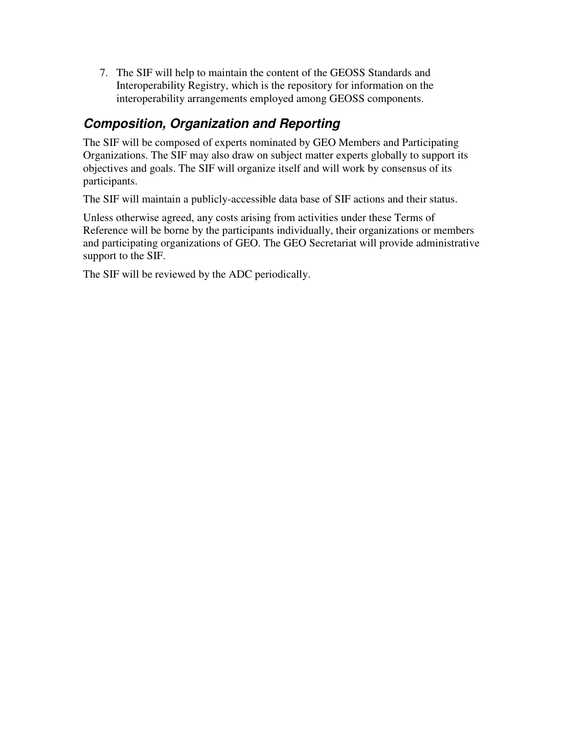7. The SIF will help to maintain the content of the GEOSS Standards and Interoperability Registry, which is the repository for information on the interoperability arrangements employed among GEOSS components.

## *Composition, Organization and Reporting*

The SIF will be composed of experts nominated by GEO Members and Participating Organizations. The SIF may also draw on subject matter experts globally to support its objectives and goals. The SIF will organize itself and will work by consensus of its participants.

The SIF will maintain a publicly-accessible data base of SIF actions and their status.

Unless otherwise agreed, any costs arising from activities under these Terms of Reference will be borne by the participants individually, their organizations or members and participating organizations of GEO. The GEO Secretariat will provide administrative support to the SIF.

The SIF will be reviewed by the ADC periodically.